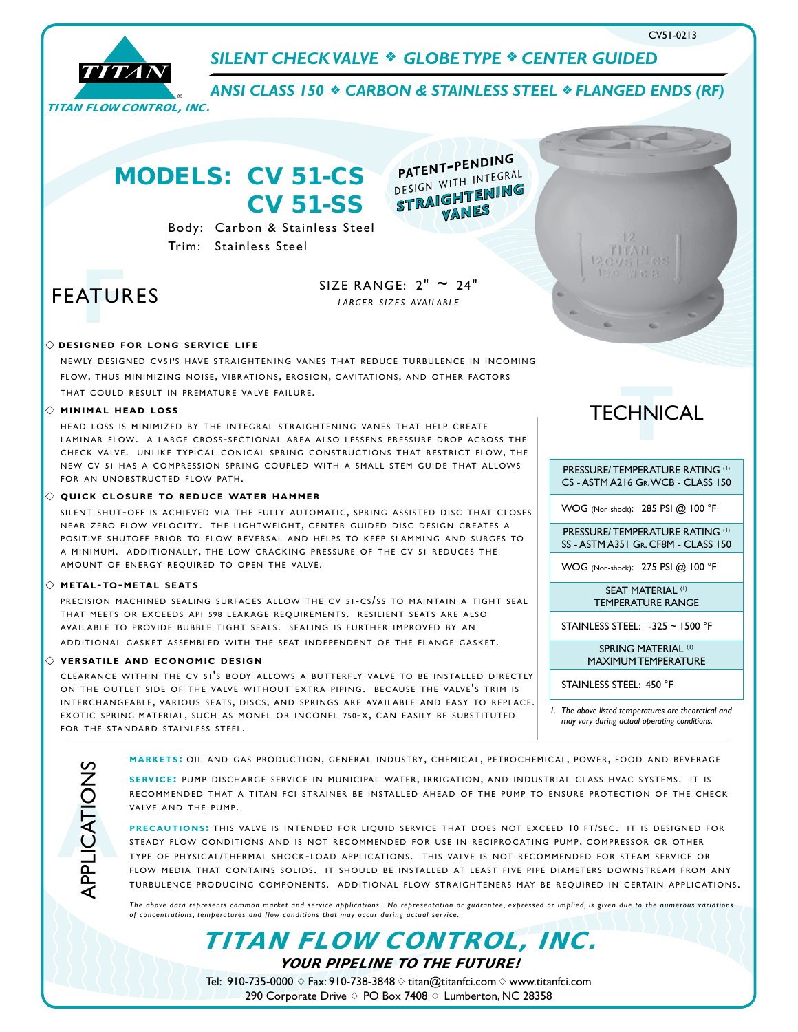CV51-0213

# SILENT CHECK VALVE ❖ GLOBE TYPE ❖ CENTER GUIDED

## ANSI CLASS 150 ❖ CARBON & STAINLESS STEEL ❖ FLANGED ENDS (RF)

TITAN FLOW CONTROL, INC.

# MODELS: CV 51-CS CV 51-SS

PATENT-PENDING DESIGN WITH INTEGRAL STRAIGHTENING VANES

Body: Carbon & Stainless Steel
Trim: Stainless Steel

SIZE RANGE: 2" ~ 24"
*LARGER SIZES AVAILABLE*

## FEATURES

◇ **DESIGNED FOR LONG SERVICE LIFE**

NEWLY DESIGNED CV51'S HAVE STRAIGHTENING VANES THAT REDUCE TURBULENCE IN INCOMING FLOW, THUS MINIMIZING NOISE, VIBRATIONS, EROSION, CAVITATIONS, AND OTHER FACTORS THAT COULD RESULT IN PREMATURE VALVE FAILURE.

◇ **MINIMAL HEAD LOSS**

HEAD LOSS IS MINIMIZED BY THE INTEGRAL STRAIGHTENING VANES THAT HELP CREATE LAMINAR FLOW. A LARGE CROSS-SECTIONAL AREA ALSO LESSENS PRESSURE DROP ACROSS THE CHECK VALVE. UNLIKE TYPICAL CONICAL SPRING CONSTRUCTIONS THAT RESTRICT FLOW, THE NEW CV 51 HAS A COMPRESSION SPRING COUPLED WITH A SMALL STEM GUIDE THAT ALLOWS FOR AN UNOBSTRUCTED FLOW PATH.

◇ **QUICK CLOSURE TO REDUCE WATER HAMMER**

SILENT SHUT-OFF IS ACHIEVED VIA THE FULLY AUTOMATIC, SPRING ASSISTED DISC THAT CLOSES NEAR ZERO FLOW VELOCITY. THE LIGHTWEIGHT, CENTER GUIDED DISC DESIGN CREATES A POSITIVE SHUTOFF PRIOR TO FLOW REVERSAL AND HELPS TO KEEP SLAMMING AND SURGES TO A MINIMUM. ADDITIONALLY, THE LOW CRACKING PRESSURE OF THE CV 51 REDUCES THE AMOUNT OF ENERGY REQUIRED TO OPEN THE VALVE.

◇ **METAL-TO-METAL SEATS**

PRECISION MACHINED SEALING SURFACES ALLOW THE CV 51-CS/SS TO MAINTAIN A TIGHT SEAL THAT MEETS OR EXCEEDS API 598 LEAKAGE REQUIREMENTS. RESILIENT SEATS ARE ALSO AVAILABLE TO PROVIDE BUBBLE TIGHT SEALS. SEALING IS FURTHER IMPROVED BY AN ADDITIONAL GASKET ASSEMBLED WITH THE SEAT INDEPENDENT OF THE FLANGE GASKET.

◇ **VERSATILE AND ECONOMIC DESIGN**

CLEARANCE WITHIN THE CV 51'S BODY ALLOWS A BUTTERFLY VALVE TO BE INSTALLED DIRECTLY ON THE OUTLET SIDE OF THE VALVE WITHOUT EXTRA PIPING. BECAUSE THE VALVE'S TRIM IS INTERCHANGEABLE, VARIOUS SEATS, DISCS, AND SPRINGS ARE AVAILABLE AND EASY TO REPLACE. EXOTIC SPRING MATERIAL, SUCH AS MONEL OR INCONEL 750-X, CAN EASILY BE SUBSTITUTED FOR THE STANDARD STAINLESS STEEL.

## TECHNICAL

| PRESSURE/ TEMPERATURE RATING (1) CS - ASTM A216 GR. WCB - CLASS 150 |
|---|
| WOG (Non-shock): 285 PSI @ 100 °F |
| PRESSURE/ TEMPERATURE RATING (1) SS - ASTM A351 GR. CF8M - CLASS 150 |
| WOG (Non-shock): 275 PSI @ 100 °F |
| SEAT MATERIAL (1) TEMPERATURE RANGE |
| STAINLESS STEEL: -325 ~ 1500 °F |
| SPRING MATERIAL (1) MAXIMUM TEMPERATURE |
| STAINLESS STEEL: 450 °F |

*1. The above listed temperatures are theoretical and may vary during actual operating conditions.*

## APPLICATIONS

**MARKETS:** OIL AND GAS PRODUCTION, GENERAL INDUSTRY, CHEMICAL, PETROCHEMICAL, POWER, FOOD AND BEVERAGE

**SERVICE:** PUMP DISCHARGE SERVICE IN MUNICIPAL WATER, IRRIGATION, AND INDUSTRIAL CLASS HVAC SYSTEMS. IT IS RECOMMENDED THAT A TITAN FCI STRAINER BE INSTALLED AHEAD OF THE PUMP TO ENSURE PROTECTION OF THE CHECK VALVE AND THE PUMP.

**PRECAUTIONS:** THIS VALVE IS INTENDED FOR LIQUID SERVICE THAT DOES NOT EXCEED 10 FT/SEC. IT IS DESIGNED FOR STEADY FLOW CONDITIONS AND IS NOT RECOMMENDED FOR USE IN RECIPROCATING PUMP, COMPRESSOR OR OTHER TYPE OF PHYSICAL/THERMAL SHOCK-LOAD APPLICATIONS. THIS VALVE IS NOT RECOMMENDED FOR STEAM SERVICE OR FLOW MEDIA THAT CONTAINS SOLIDS. IT SHOULD BE INSTALLED AT LEAST FIVE PIPE DIAMETERS DOWNSTREAM FROM ANY TURBULENCE PRODUCING COMPONENTS. ADDITIONAL FLOW STRAIGHTENERS MAY BE REQUIRED IN CERTAIN APPLICATIONS.

*The above data represents common market and service applications. No representation or guarantee, expressed or implied, is given due to the numerous variations of concentrations, temperatures and flow conditions that may occur during actual service.*

## TITAN FLOW CONTROL, INC.

**YOUR PIPELINE TO THE FUTURE!**

Tel: 910-735-0000 ◇ Fax: 910-738-3848 ◇ titan@titanfci.com ◇ www.titanfci.com
290 Corporate Drive ◇ PO Box 7408 ◇ Lumberton, NC 28358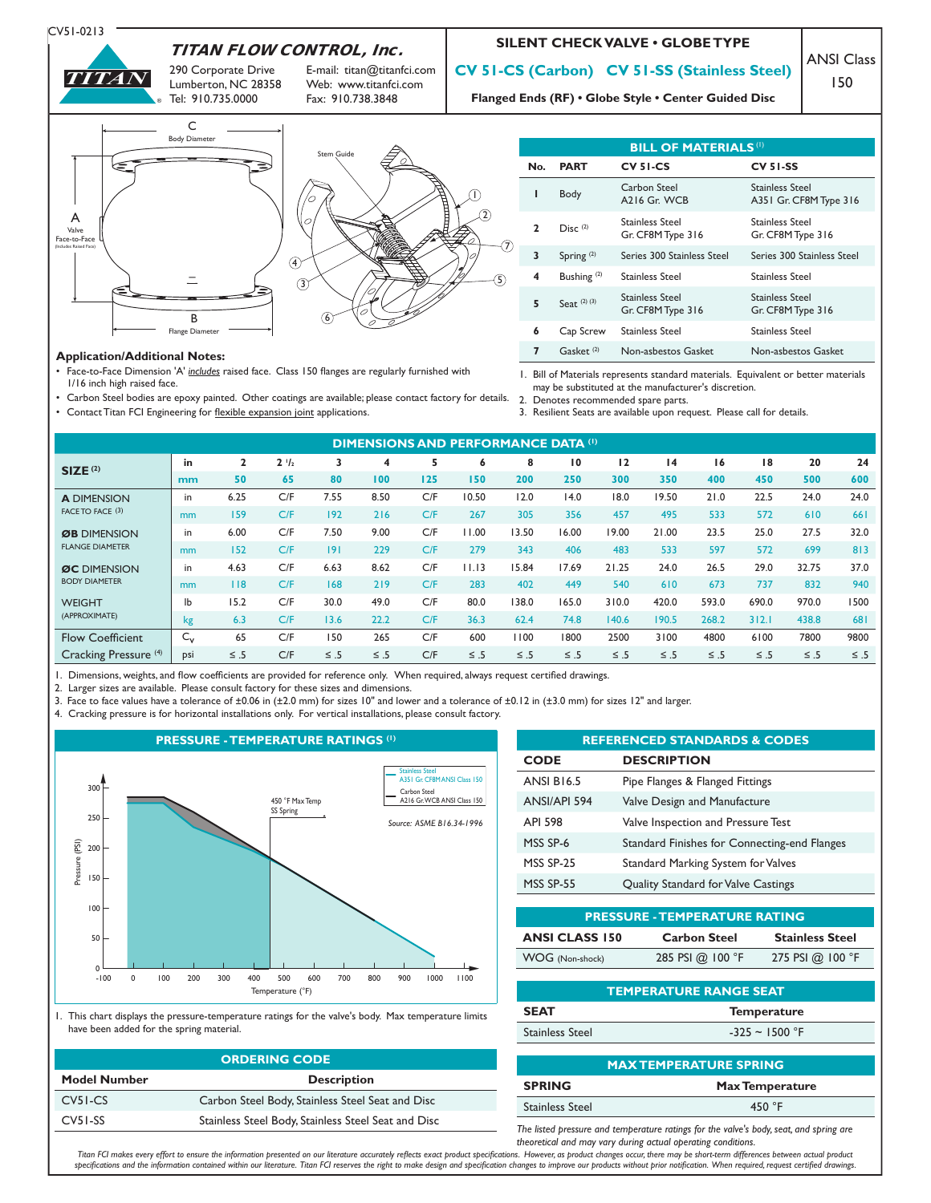CV51-0213

# TITAN FLOW CONTROL, Inc.

290 Corporate Drive
Lumberton, NC 28358
Tel: 910.735.0000

E-mail: titan@titanfci.com
Web: www.titanfci.com
Fax: 910.738.3848

## SILENT CHECK VALVE • GLOBE TYPE

**CV 51-CS (Carbon) CV 51-SS (Stainless Steel)**

**Flanged Ends (RF) • Globe Style • Center Guided Disc**

ANSI Class 150

C
Body Diameter

A
Valve
Face-to-Face
(Includes Raised Face)

B
Flange Diameter

Stem Guide

1 2 3 4 5 6 7

### BILL OF MATERIALS [1]

| No. | PART | CV 51-CS | CV 51-SS |
|---|---|---|---|
| 1 | Body | Carbon Steel A216 Gr. WCB | Stainless Steel A351 Gr. CF8M Type 316 |
| 2 | Disc [2] | Stainless Steel Gr. CF8M Type 316 | Stainless Steel Gr. CF8M Type 316 |
| 3 | Spring [2] | Series 300 Stainless Steel | Series 300 Stainless Steel |
| 4 | Bushing [2] | Stainless Steel | Stainless Steel |
| 5 | Seat [2] [3] | Stainless Steel Gr. CF8M Type 316 | Stainless Steel Gr. CF8M Type 316 |
| 6 | Cap Screw | Stainless Steel | Stainless Steel |
| 7 | Gasket [2] | Non-asbestos Gasket | Non-asbestos Gasket |

1. Bill of Materials represents standard materials. Equivalent or better materials may be substituted at the manufacturer's discretion.
2. Denotes recommended spare parts.
3. Resilient Seats are available upon request. Please call for details.

### Application/Additional Notes:

- Face-to-Face Dimension 'A' *includes* raised face. Class 150 flanges are regularly furnished with 1/16 inch high raised face.
- Carbon Steel bodies are epoxy painted. Other coatings are available; please contact factory for details.
- Contact Titan FCI Engineering for flexible expansion joint applications.

### DIMENSIONS AND PERFORMANCE DATA [1]

| SIZE [2] | in | 2 | 2 1/2 | 3 | 4 | 5 | 6 | 8 | 10 | 12 | 14 | 16 | 18 | 20 | 24 |
|---|---|---|---|---|---|---|---|---|---|---|---|---|---|---|---|
| | mm | 50 | 65 | 80 | 100 | 125 | 150 | 200 | 250 | 300 | 350 | 400 | 450 | 500 | 600 |
| **A** DIMENSION FACE TO FACE [3] | in | 6.25 | C/F | 7.55 | 8.50 | C/F | 10.50 | 12.0 | 14.0 | 18.0 | 19.50 | 21.0 | 22.5 | 24.0 | 24.0 |
| | mm | 159 | C/F | 192 | 216 | C/F | 267 | 305 | 356 | 457 | 495 | 533 | 572 | 610 | 661 |
| **ØB** DIMENSION FLANGE DIAMETER | in | 6.00 | C/F | 7.50 | 9.00 | C/F | 11.00 | 13.50 | 16.00 | 19.00 | 21.00 | 23.5 | 25.0 | 27.5 | 32.0 |
| | mm | 152 | C/F | 191 | 229 | C/F | 279 | 343 | 406 | 483 | 533 | 597 | 572 | 699 | 813 |
| **ØC** DIMENSION BODY DIAMETER | in | 4.63 | C/F | 6.63 | 8.62 | C/F | 11.13 | 15.84 | 17.69 | 21.25 | 24.0 | 26.5 | 29.0 | 32.75 | 37.0 |
| | mm | 118 | C/F | 168 | 219 | C/F | 283 | 402 | 449 | 540 | 610 | 673 | 737 | 832 | 940 |
| WEIGHT (APPROXIMATE) | lb | 15.2 | C/F | 30.0 | 49.0 | C/F | 80.0 | 138.0 | 165.0 | 310.0 | 420.0 | 593.0 | 690.0 | 970.0 | 1500 |
| | kg | 6.3 | C/F | 13.6 | 22.2 | C/F | 36.3 | 62.4 | 74.8 | 140.6 | 190.5 | 268.2 | 312.1 | 438.8 | 681 |
| Flow Coefficient | $C_V$ | 65 | C/F | 150 | 265 | C/F | 600 | 1100 | 1800 | 2500 | 3100 | 4800 | 6100 | 7800 | 9800 |
| Cracking Pressure [4] | psi | ≤ .5 | C/F | ≤ .5 | ≤ .5 | C/F | ≤ .5 | ≤ .5 | ≤ .5 | ≤ .5 | ≤ .5 | ≤ .5 | ≤ .5 | ≤ .5 | ≤ .5 |

1. Dimensions, weights, and flow coefficients are provided for reference only. When required, always request certified drawings.
2. Larger sizes are available. Please consult factory for these sizes and dimensions.
3. Face to face values have a tolerance of ±0.06 in (±2.0 mm) for sizes 10" and lower and a tolerance of ±0.12 in (±3.0 mm) for sizes 12" and larger.
4. Cracking pressure is for horizontal installations only. For vertical installations, please consult factory.

### PRESSURE - TEMPERATURE RATINGS [1]

Stainless Steel A351 Gr. CF8M ANSI Class 150
Carbon Steel A216 Gr. WCB ANSI Class 150
450 °F Max Temp SS Spring
Source: ASME B16.34-1996
Pressure (PSI)
0 50 100 150 200 250 300
-100 0 100 200 300 400 500 600 700 800 900 1000 1100
Temperature (°F)

1. This chart displays the pressure-temperature ratings for the valve's body. Max temperature limits have been added for the spring material.

### REFERENCED STANDARDS & CODES

| CODE | DESCRIPTION |
|---|---|
| ANSI B16.5 | Pipe Flanges & Flanged Fittings |
| ANSI/API 594 | Valve Design and Manufacture |
| API 598 | Valve Inspection and Pressure Test |
| MSS SP-6 | Standard Finishes for Connecting-end Flanges |
| MSS SP-25 | Standard Marking System for Valves |
| MSS SP-55 | Quality Standard for Valve Castings |

### PRESSURE - TEMPERATURE RATING

| ANSI CLASS 150 | Carbon Steel | Stainless Steel |
|---|---|---|
| WOG (Non-shock) | 285 PSI @ 100 °F | 275 PSI @ 100 °F |

### TEMPERATURE RANGE SEAT

| SEAT | Temperature |
|---|---|
| Stainless Steel | -325 ~ 1500 °F |

### MAX TEMPERATURE SPRING

| SPRING | Max Temperature |
|---|---|
| Stainless Steel | 450 °F |

*The listed pressure and temperature ratings for the valve's body, seat, and spring are theoretical and may vary during actual operating conditions.*

### ORDERING CODE

| Model Number | Description |
|---|---|
| CV51-CS | Carbon Steel Body, Stainless Steel Seat and Disc |
| CV51-SS | Stainless Steel Body, Stainless Steel Seat and Disc |

*Titan FCI makes every effort to ensure the information presented on our literature accurately reflects exact product specifications. However, as product changes occur, there may be short-term differences between actual product specifications and the information contained within our literature. Titan FCI reserves the right to make design and specification changes to improve our products without prior notification. When required, request certified drawings.*